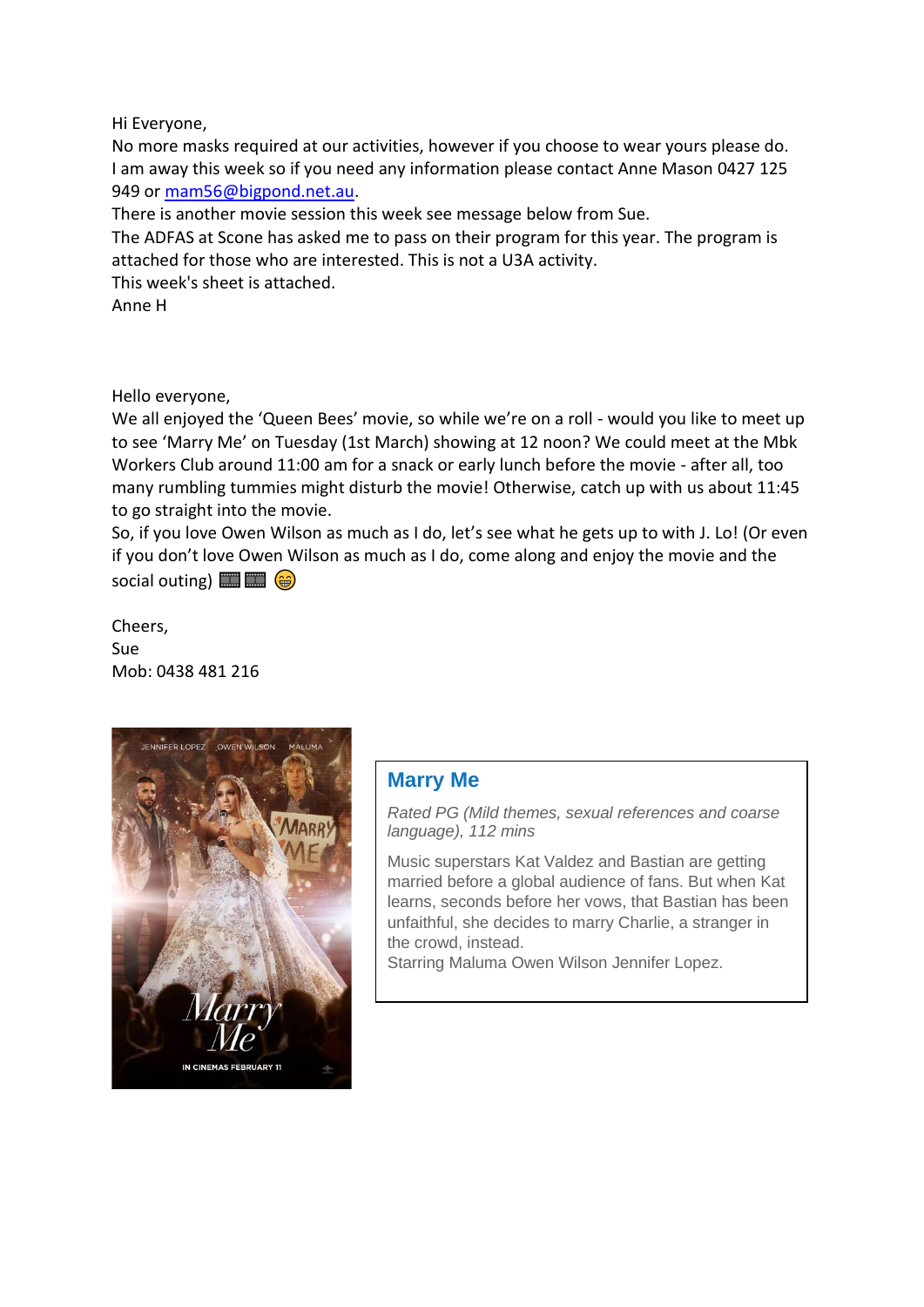Hi Everyone,
No more masks required at our activities, however if you choose to wear yours please do.
I am away this week so if you need any information please contact Anne Mason 0427 125 949 or [mam56@bigpond.net.au](mailto:mam56@bigpond.net.au).
There is another movie session this week see message below from Sue.
The ADFAS at Scone has asked me to pass on their program for this year. The program is attached for those who are interested. This is not a U3A activity.
This week's sheet is attached.
Anne H

Hello everyone,
We all enjoyed the 'Queen Bees' movie, so while we're on a roll - would you like to meet up to see 'Marry Me' on Tuesday (1st March) showing at 12 noon? We could meet at the Mbk Workers Club around 11:00 am for a snack or early lunch before the movie - after all, too many rumbling tummies might disturb the movie! Otherwise, catch up with us about 11:45 to go straight into the movie.
So, if you love Owen Wilson as much as I do, let's see what he gets up to with J. Lo! (Or even if you don't love Owen Wilson as much as I do, come along and enjoy the movie and the social outing) 🎞️🎞️ 😁

Cheers,
Sue
Mob: 0438 481 216

## Marry Me

*Rated PG (Mild themes, sexual references and coarse language), 112 mins*

Music superstars Kat Valdez and Bastian are getting married before a global audience of fans. But when Kat learns, seconds before her vows, that Bastian has been unfaithful, she decides to marry Charlie, a stranger in the crowd, instead.
Starring Maluma Owen Wilson Jennifer Lopez.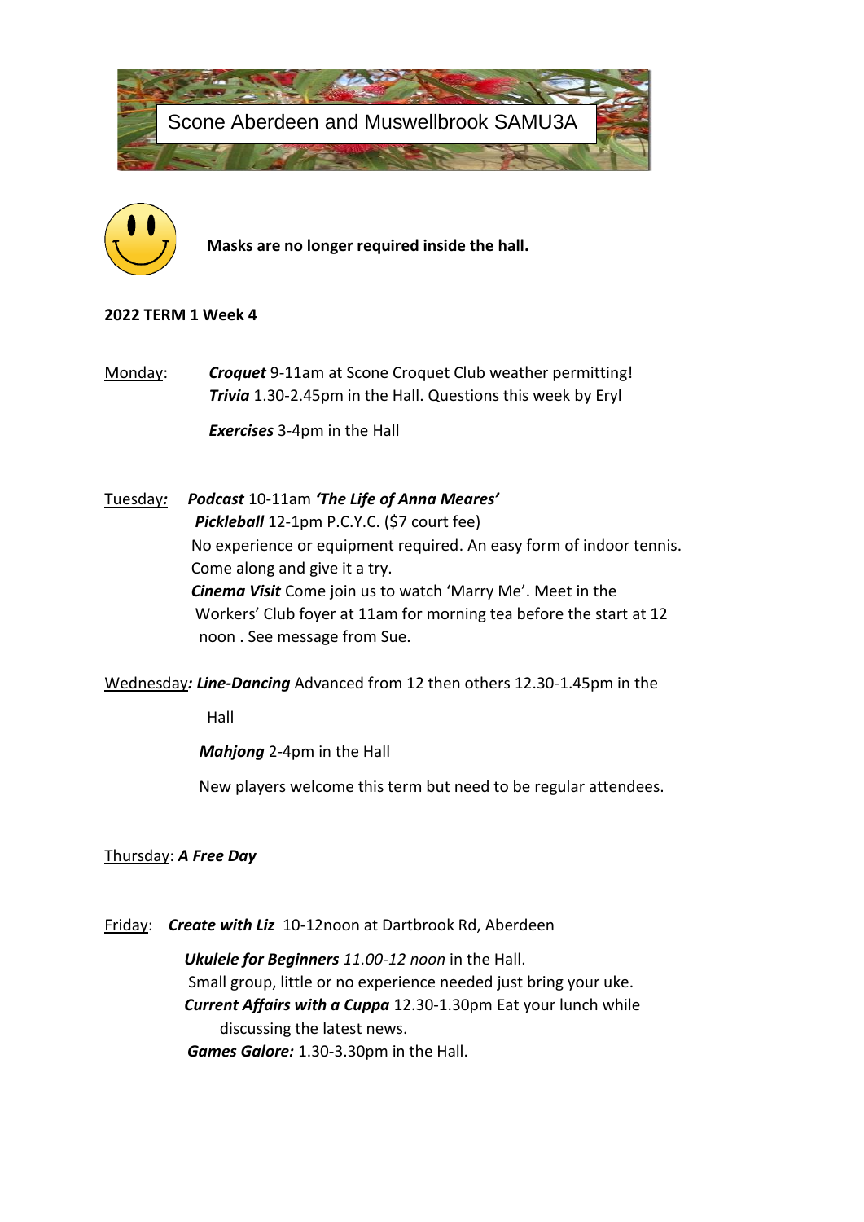# Scone Aberdeen and Muswellbrook SAMU3A

**Masks are no longer required inside the hall.**

**2022 TERM 1 Week 4**

Monday: ***Croquet*** 9-11am at Scone Croquet Club weather permitting!
***Trivia*** 1.30-2.45pm in the Hall. Questions this week by Eryl

***Exercises*** 3-4pm in the Hall

Tuesday***:*** ***Podcast*** 10-11am ***'The Life of Anna Meares'***
***Pickleball*** 12-1pm P.C.Y.C. ($7 court fee)
No experience or equipment required. An easy form of indoor tennis. Come along and give it a try.
***Cinema Visit*** Come join us to watch 'Marry Me'. Meet in the Workers' Club foyer at 11am for morning tea before the start at 12 noon . See message from Sue.

Wednesday***:*** ***Line-Dancing*** Advanced from 12 then others 12.30-1.45pm in the Hall

***Mahjong*** 2-4pm in the Hall

New players welcome this term but need to be regular attendees.

Thursday: ***A Free Day***

Friday: ***Create with Liz*** 10-12noon at Dartbrook Rd, Aberdeen

***Ukulele for Beginners*** *11.00-12 noon* in the Hall.
Small group, little or no experience needed just bring your uke.
***Current Affairs with a Cuppa*** 12.30-1.30pm Eat your lunch while discussing the latest news.
***Games Galore:*** 1.30-3.30pm in the Hall.